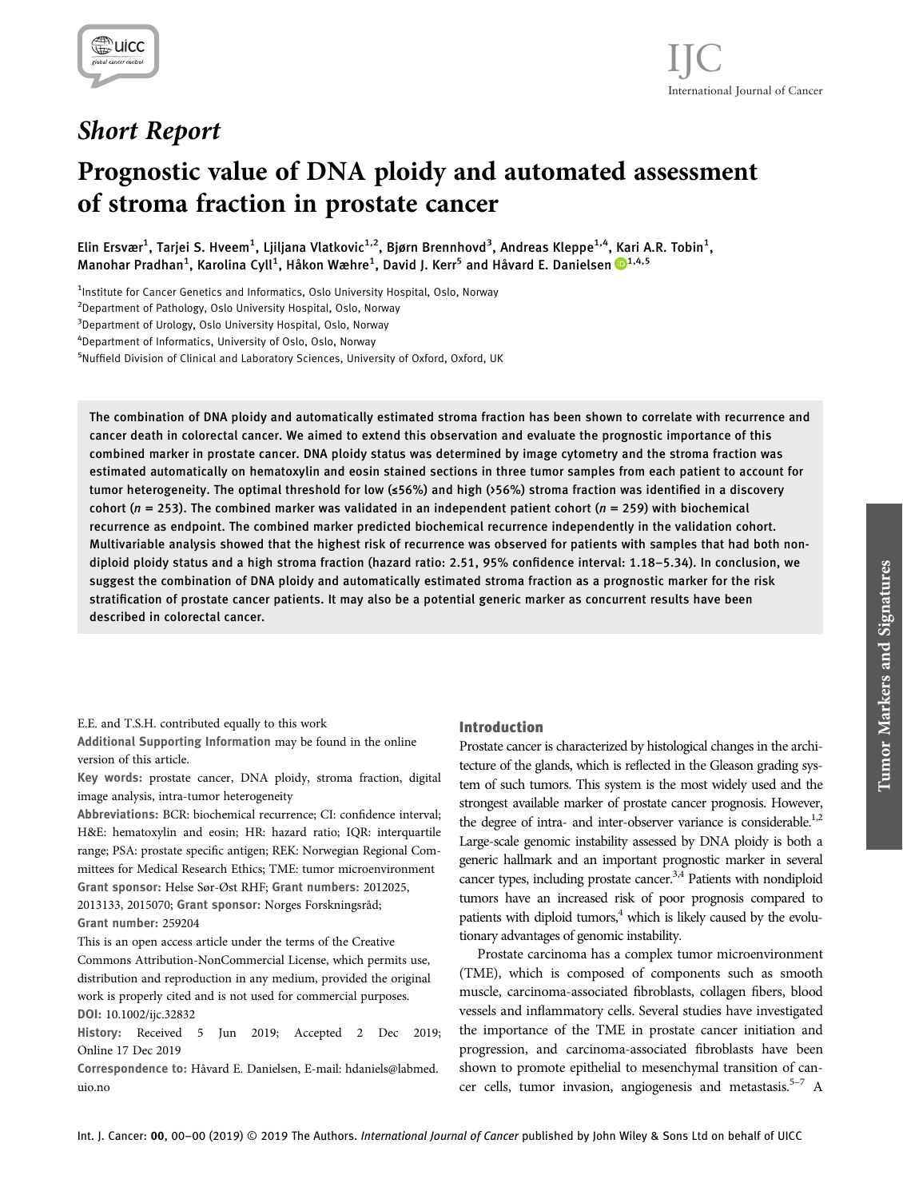*Short Report*

# Prognostic value of DNA ploidy and automated assessment of stroma fraction in prostate cancer

Elin Ersvær[1], Tarjei S. Hveem[1], Ljiljana Vlatkovic[1,2], Bjørn Brennhovd[3], Andreas Kleppe[1,4], Kari A.R. Tobin[1], Manohar Pradhan[1], Karolina Cyll[1], Håkon Wæhre[1], David J. Kerr[5] and Håvard E. Danielsen[1,4,5]

[1]Institute for Cancer Genetics and Informatics, Oslo University Hospital, Oslo, Norway

[2]Department of Pathology, Oslo University Hospital, Oslo, Norway

[3]Department of Urology, Oslo University Hospital, Oslo, Norway

[4]Department of Informatics, University of Oslo, Oslo, Norway

[5]Nuffield Division of Clinical and Laboratory Sciences, University of Oxford, Oxford, UK

The combination of DNA ploidy and automatically estimated stroma fraction has been shown to correlate with recurrence and cancer death in colorectal cancer. We aimed to extend this observation and evaluate the prognostic importance of this combined marker in prostate cancer. DNA ploidy status was determined by image cytometry and the stroma fraction was estimated automatically on hematoxylin and eosin stained sections in three tumor samples from each patient to account for tumor heterogeneity. The optimal threshold for low (≤56%) and high (>56%) stroma fraction was identified in a discovery cohort ($n$ = 253). The combined marker was validated in an independent patient cohort ($n$ = 259) with biochemical recurrence as endpoint. The combined marker predicted biochemical recurrence independently in the validation cohort. Multivariable analysis showed that the highest risk of recurrence was observed for patients with samples that had both non-diploid ploidy status and a high stroma fraction (hazard ratio: 2.51, 95% confidence interval: 1.18–5.34). In conclusion, we suggest the combination of DNA ploidy and automatically estimated stroma fraction as a prognostic marker for the risk stratification of prostate cancer patients. It may also be a potential generic marker as concurrent results have been described in colorectal cancer.

E.E. and T.S.H. contributed equally to this work

**Additional Supporting Information** may be found in the online version of this article.

**Key words:** prostate cancer, DNA ploidy, stroma fraction, digital image analysis, intra-tumor heterogeneity

**Abbreviations:** BCR: biochemical recurrence; CI: confidence interval; H&E: hematoxylin and eosin; HR: hazard ratio; IQR: interquartile range; PSA: prostate specific antigen; REK: Norwegian Regional Committees for Medical Research Ethics; TME: tumor microenvironment

**Grant sponsor:** Helse Sør-Øst RHF; **Grant numbers:** 2012025, 2013133, 2015070; **Grant sponsor:** Norges Forskningsråd; **Grant number:** 259204

This is an open access article under the terms of the Creative Commons Attribution-NonCommercial License, which permits use, distribution and reproduction in any medium, provided the original work is properly cited and is not used for commercial purposes.

**DOI:** 10.1002/ijc.32832

**History:** Received 5 Jun 2019; Accepted 2 Dec 2019; Online 17 Dec 2019

**Correspondence to:** Håvard E. Danielsen, E-mail: hdaniels@labmed.uio.no

## Introduction

Prostate cancer is characterized by histological changes in the architecture of the glands, which is reflected in the Gleason grading system of such tumors. This system is the most widely used and the strongest available marker of prostate cancer prognosis. However, the degree of intra- and inter-observer variance is considerable.[1,2] Large-scale genomic instability assessed by DNA ploidy is both a generic hallmark and an important prognostic marker in several cancer types, including prostate cancer.[3,4] Patients with nondiploid tumors have an increased risk of poor prognosis compared to patients with diploid tumors,[4] which is likely caused by the evolutionary advantages of genomic instability.

Prostate carcinoma has a complex tumor microenvironment (TME), which is composed of components such as smooth muscle, carcinoma-associated fibroblasts, collagen fibers, blood vessels and inflammatory cells. Several studies have investigated the importance of the TME in prostate cancer initiation and progression, and carcinoma-associated fibroblasts have been shown to promote epithelial to mesenchymal transition of cancer cells, tumor invasion, angiogenesis and metastasis.[5–7] A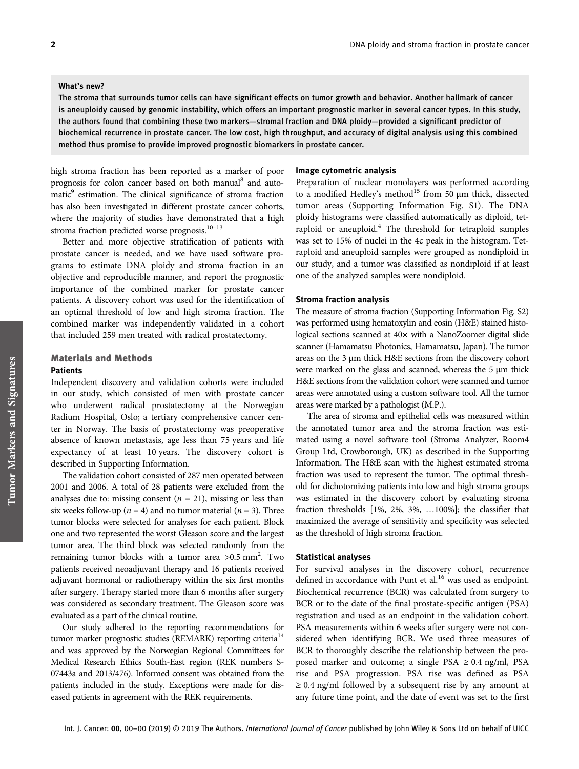**What's new?**

The stroma that surrounds tumor cells can have significant effects on tumor growth and behavior. Another hallmark of cancer is aneuploidy caused by genomic instability, which offers an important prognostic marker in several cancer types. In this study, the authors found that combining these two markers—stromal fraction and DNA ploidy—provided a significant predictor of biochemical recurrence in prostate cancer. The low cost, high throughput, and accuracy of digital analysis using this combined method thus promise to provide improved prognostic biomarkers in prostate cancer.

high stroma fraction has been reported as a marker of poor prognosis for colon cancer based on both manual[8] and automatic[9] estimation. The clinical significance of stroma fraction has also been investigated in different prostate cancer cohorts, where the majority of studies have demonstrated that a high stroma fraction predicted worse prognosis.[10–13]

Better and more objective stratification of patients with prostate cancer is needed, and we have used software programs to estimate DNA ploidy and stroma fraction in an objective and reproducible manner, and report the prognostic importance of the combined marker for prostate cancer patients. A discovery cohort was used for the identification of an optimal threshold of low and high stroma fraction. The combined marker was independently validated in a cohort that included 259 men treated with radical prostatectomy.

## Materials and Methods

### Patients

Independent discovery and validation cohorts were included in our study, which consisted of men with prostate cancer who underwent radical prostatectomy at the Norwegian Radium Hospital, Oslo; a tertiary comprehensive cancer center in Norway. The basis of prostatectomy was preoperative absence of known metastasis, age less than 75 years and life expectancy of at least 10 years. The discovery cohort is described in Supporting Information.

The validation cohort consisted of 287 men operated between 2001 and 2006. A total of 28 patients were excluded from the analyses due to: missing consent ($n = 21$), missing or less than six weeks follow-up ($n = 4$) and no tumor material ($n = 3$). Three tumor blocks were selected for analyses for each patient. Block one and two represented the worst Gleason score and the largest tumor area. The third block was selected randomly from the remaining tumor blocks with a tumor area >0.5 mm$^2$. Two patients received neoadjuvant therapy and 16 patients received adjuvant hormonal or radiotherapy within the six first months after surgery. Therapy started more than 6 months after surgery was considered as secondary treatment. The Gleason score was evaluated as a part of the clinical routine.

Our study adhered to the reporting recommendations for tumor marker prognostic studies (REMARK) reporting criteria[14] and was approved by the Norwegian Regional Committees for Medical Research Ethics South-East region (REK numbers S-07443a and 2013/476). Informed consent was obtained from the patients included in the study. Exceptions were made for diseased patients in agreement with the REK requirements.

### Image cytometric analysis

Preparation of nuclear monolayers was performed according to a modified Hedley's method[15] from 50 μm thick, dissected tumor areas (Supporting Information Fig. S1). The DNA ploidy histograms were classified automatically as diploid, tetraploid or aneuploid.[4] The threshold for tetraploid samples was set to 15% of nuclei in the 4c peak in the histogram. Tetraploid and aneuploid samples were grouped as nondiploid in our study, and a tumor was classified as nondiploid if at least one of the analyzed samples were nondiploid.

### Stroma fraction analysis

The measure of stroma fraction (Supporting Information Fig. S2) was performed using hematoxylin and eosin (H&E) stained histological sections scanned at 40× with a NanoZoomer digital slide scanner (Hamamatsu Photonics, Hamamatsu, Japan). The tumor areas on the 3 μm thick H&E sections from the discovery cohort were marked on the glass and scanned, whereas the 5 μm thick H&E sections from the validation cohort were scanned and tumor areas were annotated using a custom software tool. All the tumor areas were marked by a pathologist (M.P.).

The area of stroma and epithelial cells was measured within the annotated tumor area and the stroma fraction was estimated using a novel software tool (Stroma Analyzer, Room4 Group Ltd, Crowborough, UK) as described in the Supporting Information. The H&E scan with the highest estimated stroma fraction was used to represent the tumor. The optimal threshold for dichotomizing patients into low and high stroma groups was estimated in the discovery cohort by evaluating stroma fraction thresholds [1%, 2%, 3%, …100%]; the classifier that maximized the average of sensitivity and specificity was selected as the threshold of high stroma fraction.

### Statistical analyses

For survival analyses in the discovery cohort, recurrence defined in accordance with Punt et al.[16] was used as endpoint. Biochemical recurrence (BCR) was calculated from surgery to BCR or to the date of the final prostate-specific antigen (PSA) registration and used as an endpoint in the validation cohort. PSA measurements within 6 weeks after surgery were not considered when identifying BCR. We used three measures of BCR to thoroughly describe the relationship between the proposed marker and outcome; a single PSA ≥ 0.4 ng/ml, PSA rise and PSA progression. PSA rise was defined as PSA ≥ 0.4 ng/ml followed by a subsequent rise by any amount at any future time point, and the date of event was set to the first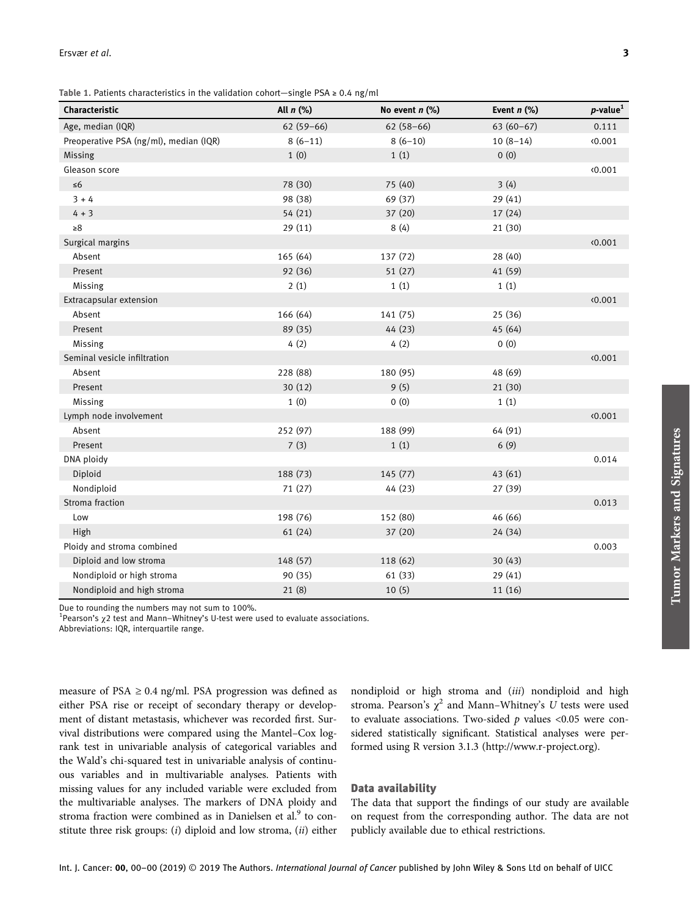Table 1. Patients characteristics in the validation cohort—single PSA ≥ 0.4 ng/ml

| Characteristic | All *n* (%) | No event *n* (%) | Event *n* (%) | *p*-value[1] |
|---|---|---|---|---|
| Age, median (IQR) | 62 (59–66) | 62 (58–66) | 63 (60–67) | 0.111 |
| Preoperative PSA (ng/ml), median (IQR) | 8 (6–11) | 8 (6–10) | 10 (8–14) | ‹0.001 |
| Missing | 1 (0) | 1 (1) | 0 (0) | |
| Gleason score | | | | ‹0.001 |
| ≤6 | 78 (30) | 75 (40) | 3 (4) | |
| 3 + 4 | 98 (38) | 69 (37) | 29 (41) | |
| 4 + 3 | 54 (21) | 37 (20) | 17 (24) | |
| ≥8 | 29 (11) | 8 (4) | 21 (30) | |
| Surgical margins | | | | ‹0.001 |
| Absent | 165 (64) | 137 (72) | 28 (40) | |
| Present | 92 (36) | 51 (27) | 41 (59) | |
| Missing | 2 (1) | 1 (1) | 1 (1) | |
| Extracapsular extension | | | | ‹0.001 |
| Absent | 166 (64) | 141 (75) | 25 (36) | |
| Present | 89 (35) | 44 (23) | 45 (64) | |
| Missing | 4 (2) | 4 (2) | 0 (0) | |
| Seminal vesicle infiltration | | | | ‹0.001 |
| Absent | 228 (88) | 180 (95) | 48 (69) | |
| Present | 30 (12) | 9 (5) | 21 (30) | |
| Missing | 1 (0) | 0 (0) | 1 (1) | |
| Lymph node involvement | | | | ‹0.001 |
| Absent | 252 (97) | 188 (99) | 64 (91) | |
| Present | 7 (3) | 1 (1) | 6 (9) | |
| DNA ploidy | | | | 0.014 |
| Diploid | 188 (73) | 145 (77) | 43 (61) | |
| Nondiploid | 71 (27) | 44 (23) | 27 (39) | |
| Stroma fraction | | | | 0.013 |
| Low | 198 (76) | 152 (80) | 46 (66) | |
| High | 61 (24) | 37 (20) | 24 (34) | |
| Ploidy and stroma combined | | | | 0.003 |
| Diploid and low stroma | 148 (57) | 118 (62) | 30 (43) | |
| Nondiploid or high stroma | 90 (35) | 61 (33) | 29 (41) | |
| Nondiploid and high stroma | 21 (8) | 10 (5) | 11 (16) | |

Due to rounding the numbers may not sum to 100%.
[1]Pearson's $\chi 2$ test and Mann–Whitney's U-test were used to evaluate associations.
Abbreviations: IQR, interquartile range.

measure of PSA ≥ 0.4 ng/ml. PSA progression was defined as either PSA rise or receipt of secondary therapy or development of distant metastasis, whichever was recorded first. Survival distributions were compared using the Mantel–Cox log-rank test in univariable analysis of categorical variables and the Wald's chi-squared test in univariable analysis of continuous variables and in multivariable analyses. Patients with missing values for any included variable were excluded from the multivariable analyses. The markers of DNA ploidy and stroma fraction were combined as in Danielsen et al.[9] to constitute three risk groups: (*i*) diploid and low stroma, (*ii*) either nondiploid or high stroma and (*iii*) nondiploid and high stroma. Pearson's $\chi^2$ and Mann–Whitney's *U* tests were used to evaluate associations. Two-sided *p* values <0.05 were considered statistically significant. Statistical analyses were performed using R version 3.1.3 (http://www.r-project.org).

## Data availability

The data that support the findings of our study are available on request from the corresponding author. The data are not publicly available due to ethical restrictions.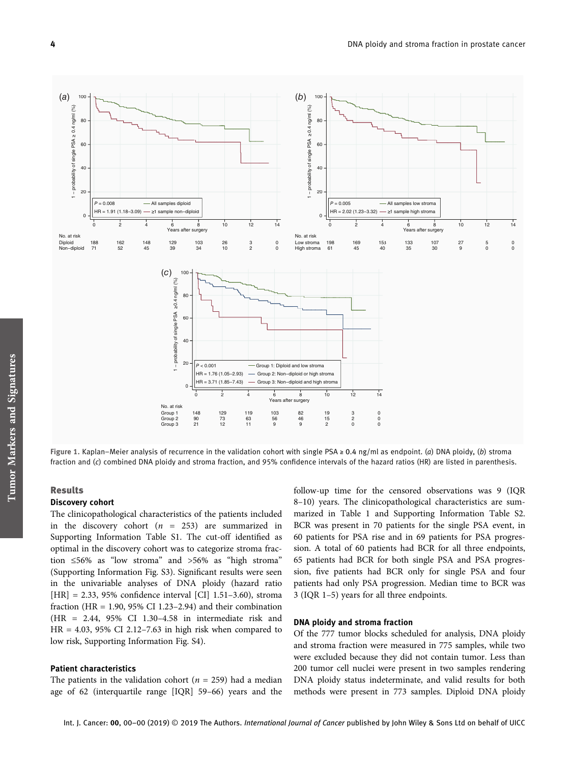Figure 1. Kaplan–Meier analysis of recurrence in the validation cohort with single PSA ≥ 0.4 ng/ml as endpoint. (*a*) DNA ploidy, (*b*) stroma fraction and (*c*) combined DNA ploidy and stroma fraction, and 95% confidence intervals of the hazard ratios (HR) are listed in parenthesis.

## Results

### Discovery cohort

The clinicopathological characteristics of the patients included in the discovery cohort ($n$ = 253) are summarized in Supporting Information Table S1. The cut-off identified as optimal in the discovery cohort was to categorize stroma fraction ≤56% as "low stroma" and >56% as "high stroma" (Supporting Information Fig. S3). Significant results were seen in the univariable analyses of DNA ploidy (hazard ratio [HR] = 2.33, 95% confidence interval [CI] 1.51–3.60), stroma fraction (HR = 1.90, 95% CI 1.23–2.94) and their combination (HR = 2.44, 95% CI 1.30–4.58 in intermediate risk and HR = 4.03, 95% CI 2.12–7.63 in high risk when compared to low risk, Supporting Information Fig. S4).

### Patient characteristics

The patients in the validation cohort ($n$ = 259) had a median age of 62 (interquartile range [IQR] 59–66) years and the follow-up time for the censored observations was 9 (IQR 8–10) years. The clinicopathological characteristics are summarized in Table 1 and Supporting Information Table S2. BCR was present in 70 patients for the single PSA event, in 60 patients for PSA rise and in 69 patients for PSA progression. A total of 60 patients had BCR for all three endpoints, 65 patients had BCR for both single PSA and PSA progression, five patients had BCR only for single PSA and four patients had only PSA progression. Median time to BCR was 3 (IQR 1–5) years for all three endpoints.

### DNA ploidy and stroma fraction

Of the 777 tumor blocks scheduled for analysis, DNA ploidy and stroma fraction were measured in 775 samples, while two were excluded because they did not contain tumor. Less than 200 tumor cell nuclei were present in two samples rendering DNA ploidy status indeterminate, and valid results for both methods were present in 773 samples. Diploid DNA ploidy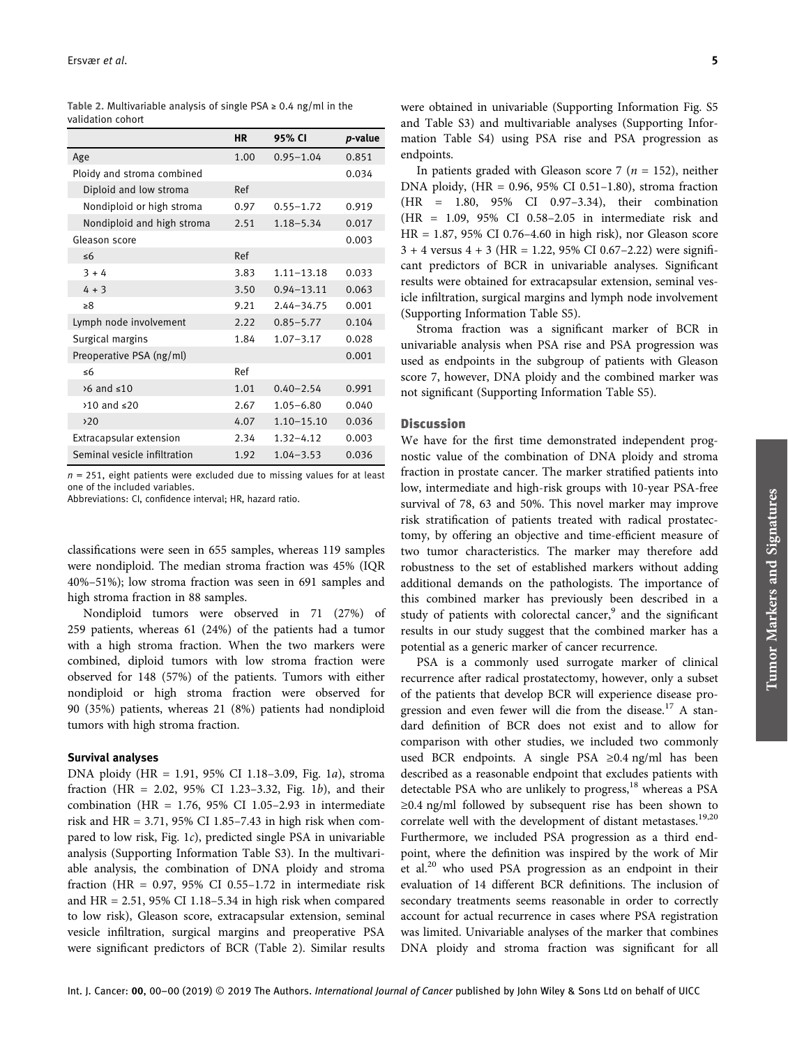**Table 2.** Multivariable analysis of single PSA ≥ 0.4 ng/ml in the validation cohort

| | HR | 95% CI | *p*-value |
|---|---|---|---|
| Age | 1.00 | 0.95–1.04 | 0.851 |
| Ploidy and stroma combined | | | 0.034 |
| Diploid and low stroma | Ref | | |
| Nondiploid or high stroma | 0.97 | 0.55–1.72 | 0.919 |
| Nondiploid and high stroma | 2.51 | 1.18–5.34 | 0.017 |
| Gleason score | | | 0.003 |
| ≤6 | Ref | | |
| 3 + 4 | 3.83 | 1.11–13.18 | 0.033 |
| 4 + 3 | 3.50 | 0.94–13.11 | 0.063 |
| ≥8 | 9.21 | 2.44–34.75 | 0.001 |
| Lymph node involvement | 2.22 | 0.85–5.77 | 0.104 |
| Surgical margins | 1.84 | 1.07–3.17 | 0.028 |
| Preoperative PSA (ng/ml) | | | 0.001 |
| ≤6 | Ref | | |
| >6 and ≤10 | 1.01 | 0.40–2.54 | 0.991 |
| >10 and ≤20 | 2.67 | 1.05–6.80 | 0.040 |
| >20 | 4.07 | 1.10–15.10 | 0.036 |
| Extracapsular extension | 2.34 | 1.32–4.12 | 0.003 |
| Seminal vesicle infiltration | 1.92 | 1.04–3.53 | 0.036 |

*n* = 251, eight patients were excluded due to missing values for at least one of the included variables.
Abbreviations: CI, confidence interval; HR, hazard ratio.

classifications were seen in 655 samples, whereas 119 samples were nondiploid. The median stroma fraction was 45% (IQR 40%–51%); low stroma fraction was seen in 691 samples and high stroma fraction in 88 samples.

Nondiploid tumors were observed in 71 (27%) of 259 patients, whereas 61 (24%) of the patients had a tumor with a high stroma fraction. When the two markers were combined, diploid tumors with low stroma fraction were observed for 148 (57%) of the patients. Tumors with either nondiploid or high stroma fraction were observed for 90 (35%) patients, whereas 21 (8%) patients had nondiploid tumors with high stroma fraction.

### Survival analyses

DNA ploidy (HR = 1.91, 95% CI 1.18–3.09, Fig. 1*a*), stroma fraction (HR = 2.02, 95% CI 1.23–3.32, Fig. 1*b*), and their combination (HR = 1.76, 95% CI 1.05–2.93 in intermediate risk and HR = 3.71, 95% CI 1.85–7.43 in high risk when compared to low risk, Fig. 1*c*), predicted single PSA in univariable analysis (Supporting Information Table S3). In the multivariable analysis, the combination of DNA ploidy and stroma fraction (HR = 0.97, 95% CI 0.55–1.72 in intermediate risk and HR = 2.51, 95% CI 1.18–5.34 in high risk when compared to low risk), Gleason score, extracapsular extension, seminal vesicle infiltration, surgical margins and preoperative PSA were significant predictors of BCR (Table 2). Similar results were obtained in univariable (Supporting Information Fig. S5 and Table S3) and multivariable analyses (Supporting Information Table S4) using PSA rise and PSA progression as endpoints.

In patients graded with Gleason score 7 (*n* = 152), neither DNA ploidy, (HR = 0.96, 95% CI 0.51–1.80), stroma fraction (HR = 1.80, 95% CI 0.97–3.34), their combination (HR = 1.09, 95% CI 0.58–2.05 in intermediate risk and HR = 1.87, 95% CI 0.76–4.60 in high risk), nor Gleason score 3 + 4 versus 4 + 3 (HR = 1.22, 95% CI 0.67–2.22) were significant predictors of BCR in univariable analyses. Significant results were obtained for extracapsular extension, seminal vesicle infiltration, surgical margins and lymph node involvement (Supporting Information Table S5).

Stroma fraction was a significant marker of BCR in univariable analysis when PSA rise and PSA progression was used as endpoints in the subgroup of patients with Gleason score 7, however, DNA ploidy and the combined marker was not significant (Supporting Information Table S5).

## Discussion

We have for the first time demonstrated independent prognostic value of the combination of DNA ploidy and stroma fraction in prostate cancer. The marker stratified patients into low, intermediate and high-risk groups with 10-year PSA-free survival of 78, 63 and 50%. This novel marker may improve risk stratification of patients treated with radical prostatectomy, by offering an objective and time-efficient measure of two tumor characteristics. The marker may therefore add robustness to the set of established markers without adding additional demands on the pathologists. The importance of this combined marker has previously been described in a study of patients with colorectal cancer,[9] and the significant results in our study suggest that the combined marker has a potential as a generic marker of cancer recurrence.

PSA is a commonly used surrogate marker of clinical recurrence after radical prostatectomy, however, only a subset of the patients that develop BCR will experience disease progression and even fewer will die from the disease.[17] A standard definition of BCR does not exist and to allow for comparison with other studies, we included two commonly used BCR endpoints. A single PSA ≥0.4 ng/ml has been described as a reasonable endpoint that excludes patients with detectable PSA who are unlikely to progress,[18] whereas a PSA ≥0.4 ng/ml followed by subsequent rise has been shown to correlate well with the development of distant metastases.[19,20] Furthermore, we included PSA progression as a third endpoint, where the definition was inspired by the work of Mir et al.[20] who used PSA progression as an endpoint in their evaluation of 14 different BCR definitions. The inclusion of secondary treatments seems reasonable in order to correctly account for actual recurrence in cases where PSA registration was limited. Univariable analyses of the marker that combines DNA ploidy and stroma fraction was significant for all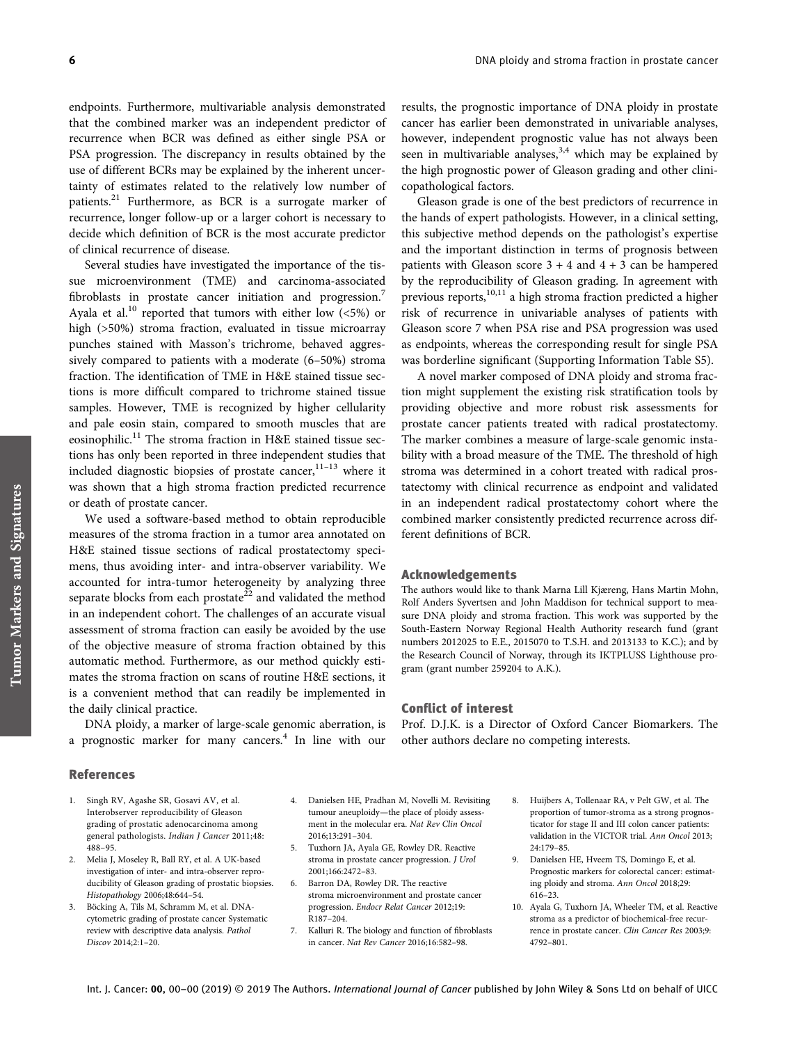endpoints. Furthermore, multivariable analysis demonstrated that the combined marker was an independent predictor of recurrence when BCR was defined as either single PSA or PSA progression. The discrepancy in results obtained by the use of different BCRs may be explained by the inherent uncertainty of estimates related to the relatively low number of patients.[21] Furthermore, as BCR is a surrogate marker of recurrence, longer follow-up or a larger cohort is necessary to decide which definition of BCR is the most accurate predictor of clinical recurrence of disease.

Several studies have investigated the importance of the tissue microenvironment (TME) and carcinoma-associated fibroblasts in prostate cancer initiation and progression.[7] Ayala et al.[10] reported that tumors with either low (<5%) or high (>50%) stroma fraction, evaluated in tissue microarray punches stained with Masson's trichrome, behaved aggressively compared to patients with a moderate (6–50%) stroma fraction. The identification of TME in H&E stained tissue sections is more difficult compared to trichrome stained tissue samples. However, TME is recognized by higher cellularity and pale eosin stain, compared to smooth muscles that are eosinophilic.[11] The stroma fraction in H&E stained tissue sections has only been reported in three independent studies that included diagnostic biopsies of prostate cancer,[11–13] where it was shown that a high stroma fraction predicted recurrence or death of prostate cancer.

We used a software-based method to obtain reproducible measures of the stroma fraction in a tumor area annotated on H&E stained tissue sections of radical prostatectomy specimens, thus avoiding inter- and intra-observer variability. We accounted for intra-tumor heterogeneity by analyzing three separate blocks from each prostate[22] and validated the method in an independent cohort. The challenges of an accurate visual assessment of stroma fraction can easily be avoided by the use of the objective measure of stroma fraction obtained by this automatic method. Furthermore, as our method quickly estimates the stroma fraction on scans of routine H&E sections, it is a convenient method that can readily be implemented in the daily clinical practice.

DNA ploidy, a marker of large-scale genomic aberration, is a prognostic marker for many cancers.[4] In line with our results, the prognostic importance of DNA ploidy in prostate cancer has earlier been demonstrated in univariable analyses, however, independent prognostic value has not always been seen in multivariable analyses,[3,4] which may be explained by the high prognostic power of Gleason grading and other clinicopathological factors.

Gleason grade is one of the best predictors of recurrence in the hands of expert pathologists. However, in a clinical setting, this subjective method depends on the pathologist's expertise and the important distinction in terms of prognosis between patients with Gleason score 3 + 4 and 4 + 3 can be hampered by the reproducibility of Gleason grading. In agreement with previous reports,[10,11] a high stroma fraction predicted a higher risk of recurrence in univariable analyses of patients with Gleason score 7 when PSA rise and PSA progression was used as endpoints, whereas the corresponding result for single PSA was borderline significant (Supporting Information Table S5).

A novel marker composed of DNA ploidy and stroma fraction might supplement the existing risk stratification tools by providing objective and more robust risk assessments for prostate cancer patients treated with radical prostatectomy. The marker combines a measure of large-scale genomic instability with a broad measure of the TME. The threshold of high stroma was determined in a cohort treated with radical prostatectomy with clinical recurrence as endpoint and validated in an independent radical prostatectomy cohort where the combined marker consistently predicted recurrence across different definitions of BCR.

## Acknowledgements

The authors would like to thank Marna Lill Kjæreng, Hans Martin Mohn, Rolf Anders Syvertsen and John Maddison for technical support to measure DNA ploidy and stroma fraction. This work was supported by the South-Eastern Norway Regional Health Authority research fund (grant numbers 2012025 to E.E., 2015070 to T.S.H. and 2013133 to K.C.); and by the Research Council of Norway, through its IKTPLUSS Lighthouse program (grant number 259204 to A.K.).

## Conflict of interest

Prof. D.J.K. is a Director of Oxford Cancer Biomarkers. The other authors declare no competing interests.

## References

1. Singh RV, Agashe SR, Gosavi AV, et al. Interobserver reproducibility of Gleason grading of prostatic adenocarcinoma among general pathologists. *Indian J Cancer* 2011;48: 488–95.
2. Melia J, Moseley R, Ball RY, et al. A UK-based investigation of inter- and intra-observer reproducibility of Gleason grading of prostatic biopsies. *Histopathology* 2006;48:644–54.
3. Böcking A, Tils M, Schramm M, et al. DNA-cytometric grading of prostate cancer Systematic review with descriptive data analysis. *Pathol Discov* 2014;2:1–20.
4. Danielsen HE, Pradhan M, Novelli M. Revisiting tumour aneuploidy—the place of ploidy assessment in the molecular era. *Nat Rev Clin Oncol* 2016;13:291–304.
5. Tuxhorn JA, Ayala GE, Rowley DR. Reactive stroma in prostate cancer progression. *J Urol* 2001;166:2472–83.
6. Barron DA, Rowley DR. The reactive stroma microenvironment and prostate cancer progression. *Endocr Relat Cancer* 2012;19: R187–204.
7. Kalluri R. The biology and function of fibroblasts in cancer. *Nat Rev Cancer* 2016;16:582–98.
8. Huijbers A, Tollenaar RA, v Pelt GW, et al. The proportion of tumor-stroma as a strong prognosticator for stage II and III colon cancer patients: validation in the VICTOR trial. *Ann Oncol* 2013; 24:179–85.
9. Danielsen HE, Hveem TS, Domingo E, et al. Prognostic markers for colorectal cancer: estimating ploidy and stroma. *Ann Oncol* 2018;29: 616–23.
10. Ayala G, Tuxhorn JA, Wheeler TM, et al. Reactive stroma as a predictor of biochemical-free recurrence in prostate cancer. *Clin Cancer Res* 2003;9: 4792–801.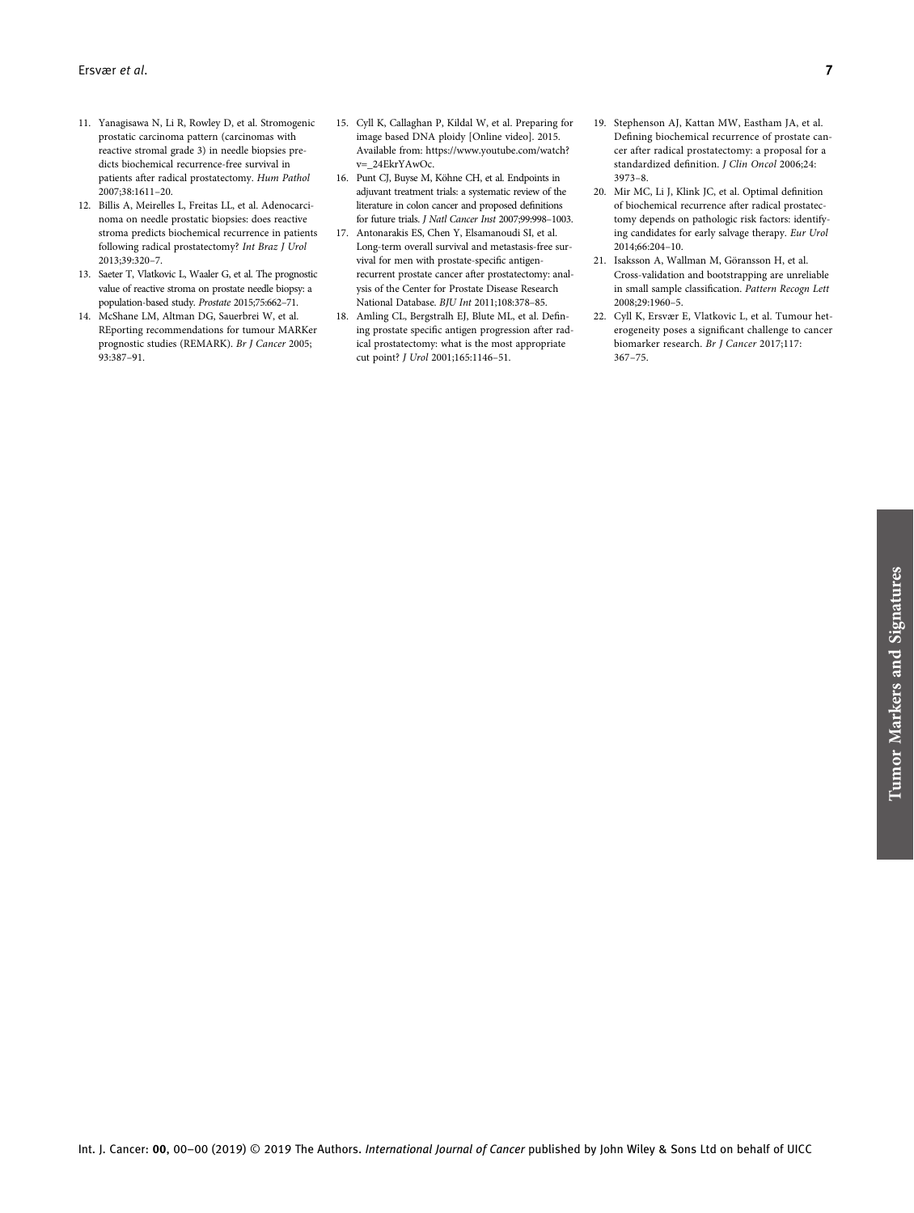11. Yanagisawa N, Li R, Rowley D, et al. Stromogenic prostatic carcinoma pattern (carcinomas with reactive stromal grade 3) in needle biopsies predicts biochemical recurrence-free survival in patients after radical prostatectomy. *Hum Pathol* 2007;38:1611–20.
12. Billis A, Meirelles L, Freitas LL, et al. Adenocarcinoma on needle prostatic biopsies: does reactive stroma predicts biochemical recurrence in patients following radical prostatectomy? *Int Braz J Urol* 2013;39:320–7.
13. Saeter T, Vlatkovic L, Waaler G, et al. The prognostic value of reactive stroma on prostate needle biopsy: a population-based study. *Prostate* 2015;75:662–71.
14. McShane LM, Altman DG, Sauerbrei W, et al. REporting recommendations for tumour MARKer prognostic studies (REMARK). *Br J Cancer* 2005; 93:387–91.
15. Cyll K, Callaghan P, Kildal W, et al. Preparing for image based DNA ploidy [Online video]. 2015. Available from: https://www.youtube.com/watch?v=_24EkrYAwOc.
16. Punt CJ, Buyse M, Köhne CH, et al. Endpoints in adjuvant treatment trials: a systematic review of the literature in colon cancer and proposed definitions for future trials. *J Natl Cancer Inst* 2007;99:998–1003.
17. Antonarakis ES, Chen Y, Elsamanoudi SI, et al. Long-term overall survival and metastasis-free survival for men with prostate-specific antigen-recurrent prostate cancer after prostatectomy: analysis of the Center for Prostate Disease Research National Database. *BJU Int* 2011;108:378–85.
18. Amling CL, Bergstralh EJ, Blute ML, et al. Defining prostate specific antigen progression after radical prostatectomy: what is the most appropriate cut point? *J Urol* 2001;165:1146–51.
19. Stephenson AJ, Kattan MW, Eastham JA, et al. Defining biochemical recurrence of prostate cancer after radical prostatectomy: a proposal for a standardized definition. *J Clin Oncol* 2006;24: 3973–8.
20. Mir MC, Li J, Klink JC, et al. Optimal definition of biochemical recurrence after radical prostatectomy depends on pathologic risk factors: identifying candidates for early salvage therapy. *Eur Urol* 2014;66:204–10.
21. Isaksson A, Wallman M, Göransson H, et al. Cross-validation and bootstrapping are unreliable in small sample classification. *Pattern Recogn Lett* 2008;29:1960–5.
22. Cyll K, Ersvær E, Vlatkovic L, et al. Tumour heterogeneity poses a significant challenge to cancer biomarker research. *Br J Cancer* 2017;117: 367–75.